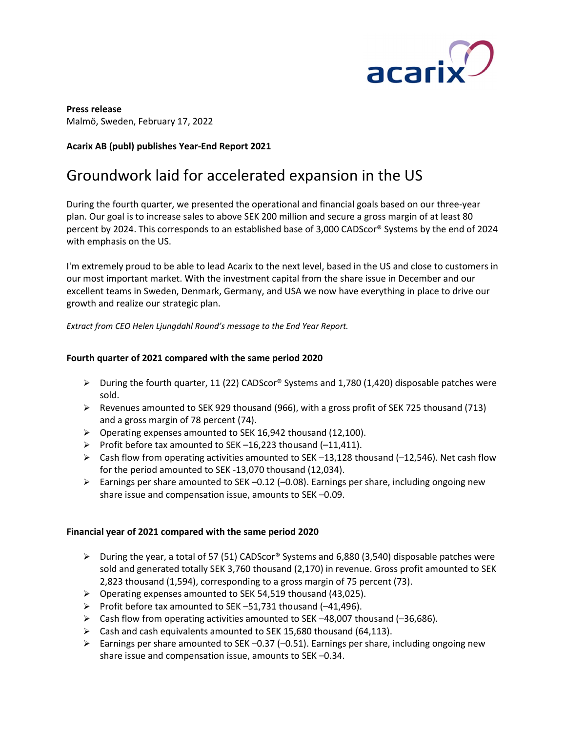**Press release**
Malmö, Sweden, February 17, 2022

**Acarix AB (publ) publishes Year-End Report 2021**

# Groundwork laid for accelerated expansion in the US

During the fourth quarter, we presented the operational and financial goals based on our three-year plan. Our goal is to increase sales to above SEK 200 million and secure a gross margin of at least 80 percent by 2024. This corresponds to an established base of 3,000 CADScor® Systems by the end of 2024 with emphasis on the US.

I'm extremely proud to be able to lead Acarix to the next level, based in the US and close to customers in our most important market. With the investment capital from the share issue in December and our excellent teams in Sweden, Denmark, Germany, and USA we now have everything in place to drive our growth and realize our strategic plan.

*Extract from CEO Helen Ljungdahl Round's message to the End Year Report.*

**Fourth quarter of 2021 compared with the same period 2020**

- During the fourth quarter, 11 (22) CADScor® Systems and 1,780 (1,420) disposable patches were sold.
- Revenues amounted to SEK 929 thousand (966), with a gross profit of SEK 725 thousand (713) and a gross margin of 78 percent (74).
- Operating expenses amounted to SEK 16,942 thousand (12,100).
- Profit before tax amounted to SEK –16,223 thousand (–11,411).
- Cash flow from operating activities amounted to SEK –13,128 thousand (–12,546). Net cash flow for the period amounted to SEK -13,070 thousand (12,034).
- Earnings per share amounted to SEK –0.12 (–0.08). Earnings per share, including ongoing new share issue and compensation issue, amounts to SEK –0.09.

**Financial year of 2021 compared with the same period 2020**

- During the year, a total of 57 (51) CADScor® Systems and 6,880 (3,540) disposable patches were sold and generated totally SEK 3,760 thousand (2,170) in revenue. Gross profit amounted to SEK 2,823 thousand (1,594), corresponding to a gross margin of 75 percent (73).
- Operating expenses amounted to SEK 54,519 thousand (43,025).
- Profit before tax amounted to SEK –51,731 thousand (–41,496).
- Cash flow from operating activities amounted to SEK –48,007 thousand (–36,686).
- Cash and cash equivalents amounted to SEK 15,680 thousand (64,113).
- Earnings per share amounted to SEK –0.37 (–0.51). Earnings per share, including ongoing new share issue and compensation issue, amounts to SEK –0.34.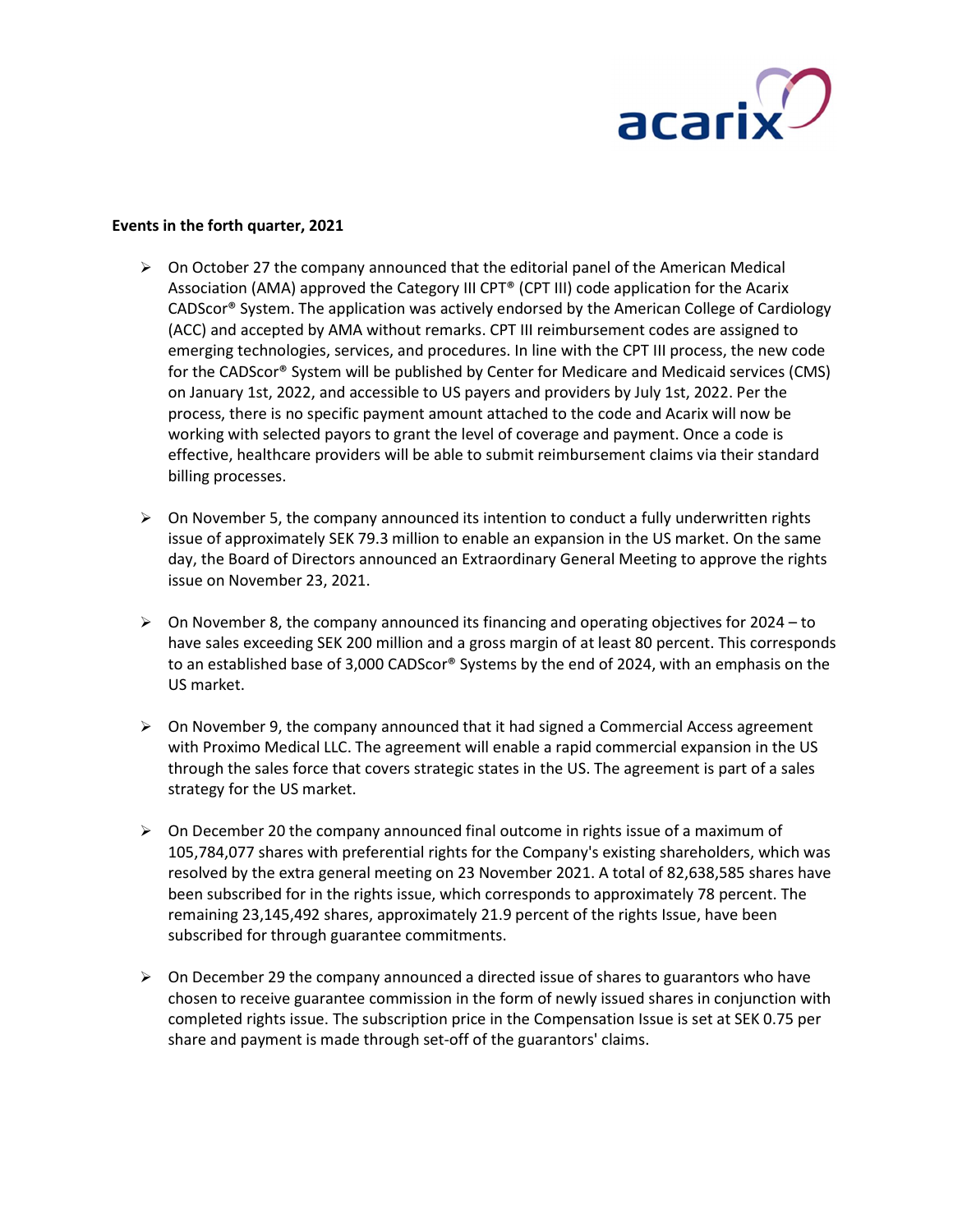**Events in the forth quarter, 2021**

- On October 27 the company announced that the editorial panel of the American Medical Association (AMA) approved the Category III CPT® (CPT III) code application for the Acarix CADScor® System. The application was actively endorsed by the American College of Cardiology (ACC) and accepted by AMA without remarks. CPT III reimbursement codes are assigned to emerging technologies, services, and procedures. In line with the CPT III process, the new code for the CADScor® System will be published by Center for Medicare and Medicaid services (CMS) on January 1st, 2022, and accessible to US payers and providers by July 1st, 2022. Per the process, there is no specific payment amount attached to the code and Acarix will now be working with selected payors to grant the level of coverage and payment. Once a code is effective, healthcare providers will be able to submit reimbursement claims via their standard billing processes.

- On November 5, the company announced its intention to conduct a fully underwritten rights issue of approximately SEK 79.3 million to enable an expansion in the US market. On the same day, the Board of Directors announced an Extraordinary General Meeting to approve the rights issue on November 23, 2021.

- On November 8, the company announced its financing and operating objectives for 2024 – to have sales exceeding SEK 200 million and a gross margin of at least 80 percent. This corresponds to an established base of 3,000 CADScor® Systems by the end of 2024, with an emphasis on the US market.

- On November 9, the company announced that it had signed a Commercial Access agreement with Proximo Medical LLC. The agreement will enable a rapid commercial expansion in the US through the sales force that covers strategic states in the US. The agreement is part of a sales strategy for the US market.

- On December 20 the company announced final outcome in rights issue of a maximum of 105,784,077 shares with preferential rights for the Company's existing shareholders, which was resolved by the extra general meeting on 23 November 2021. A total of 82,638,585 shares have been subscribed for in the rights issue, which corresponds to approximately 78 percent. The remaining 23,145,492 shares, approximately 21.9 percent of the rights Issue, have been subscribed for through guarantee commitments.

- On December 29 the company announced a directed issue of shares to guarantors who have chosen to receive guarantee commission in the form of newly issued shares in conjunction with completed rights issue. The subscription price in the Compensation Issue is set at SEK 0.75 per share and payment is made through set-off of the guarantors' claims.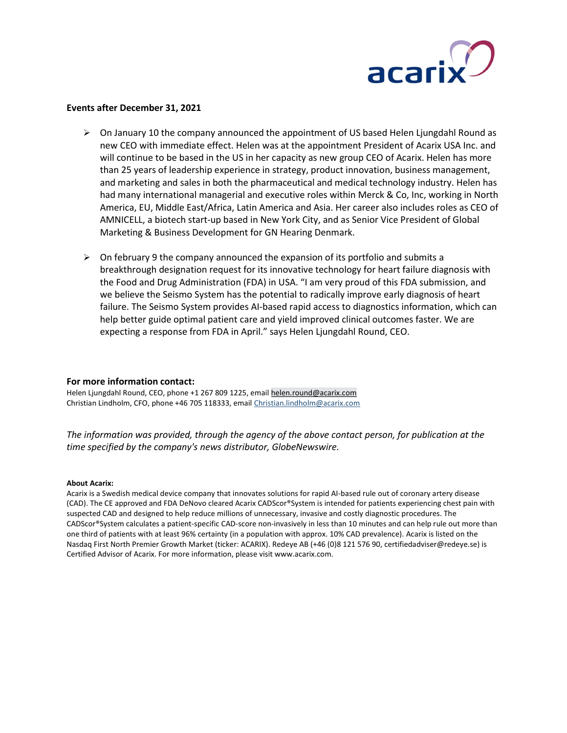**Events after December 31, 2021**

- On January 10 the company announced the appointment of US based Helen Ljungdahl Round as new CEO with immediate effect. Helen was at the appointment President of Acarix USA Inc. and will continue to be based in the US in her capacity as new group CEO of Acarix. Helen has more than 25 years of leadership experience in strategy, product innovation, business management, and marketing and sales in both the pharmaceutical and medical technology industry. Helen has had many international managerial and executive roles within Merck & Co, Inc, working in North America, EU, Middle East/Africa, Latin America and Asia. Her career also includes roles as CEO of AMNICELL, a biotech start-up based in New York City, and as Senior Vice President of Global Marketing & Business Development for GN Hearing Denmark.

- On february 9 the company announced the expansion of its portfolio and submits a breakthrough designation request for its innovative technology for heart failure diagnosis with the Food and Drug Administration (FDA) in USA. "I am very proud of this FDA submission, and we believe the Seismo System has the potential to radically improve early diagnosis of heart failure. The Seismo System provides AI-based rapid access to diagnostics information, which can help better guide optimal patient care and yield improved clinical outcomes faster. We are expecting a response from FDA in April." says Helen Ljungdahl Round, CEO.

**For more information contact:**

Helen Ljungdahl Round, CEO, phone +1 267 809 1225, email helen.round@acarix.com
Christian Lindholm, CFO, phone +46 705 118333, email Christian.lindholm@acarix.com

*The information was provided, through the agency of the above contact person, for publication at the time specified by the company's news distributor, GlobeNewswire.*

**About Acarix:**

Acarix is a Swedish medical device company that innovates solutions for rapid AI-based rule out of coronary artery disease (CAD). The CE approved and FDA DeNovo cleared Acarix CADScor®System is intended for patients experiencing chest pain with suspected CAD and designed to help reduce millions of unnecessary, invasive and costly diagnostic procedures. The CADScor®System calculates a patient-specific CAD-score non-invasively in less than 10 minutes and can help rule out more than one third of patients with at least 96% certainty (in a population with approx. 10% CAD prevalence). Acarix is listed on the Nasdaq First North Premier Growth Market (ticker: ACARIX). Redeye AB (+46 (0)8 121 576 90, certifiedadviser@redeye.se) is Certified Advisor of Acarix. For more information, please visit www.acarix.com.